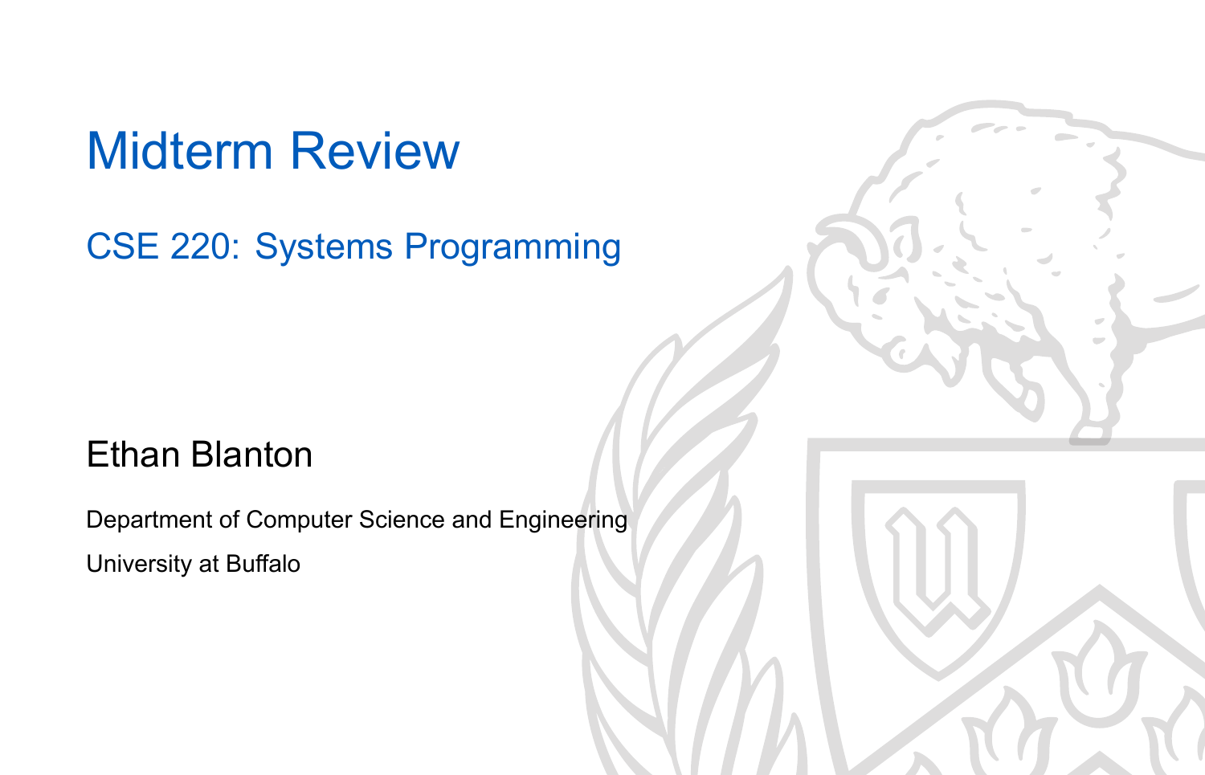# Midterm Review

## CSE 220: Systems Programming

Ethan Blanton

Department of Computer Science and Engineering

University at Buffalo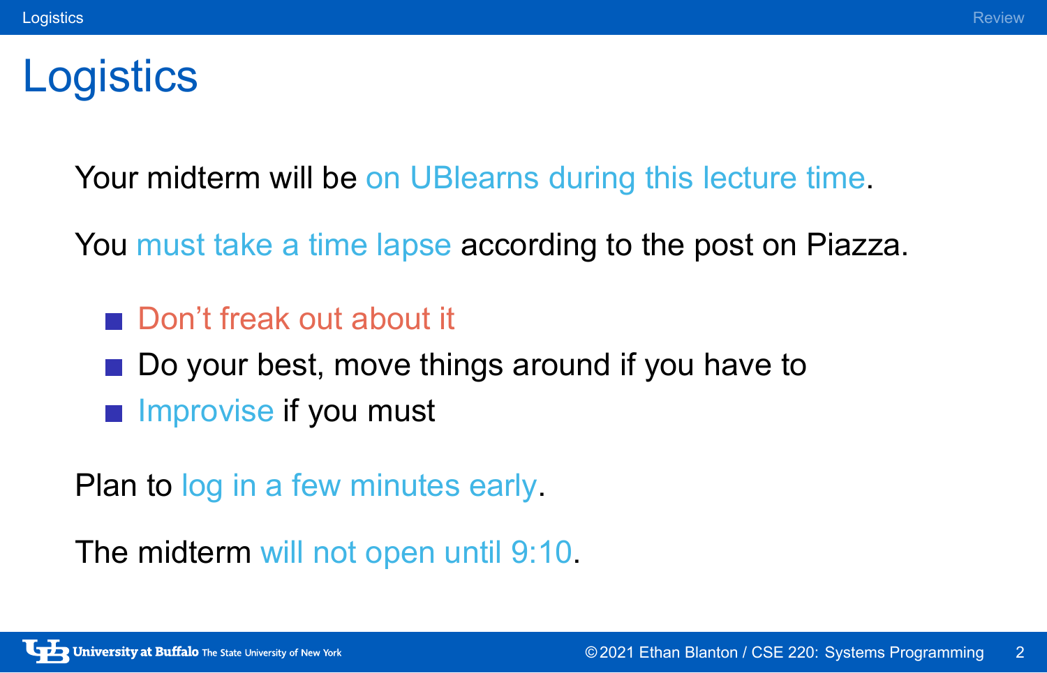# Logistics

Your midterm will be on UBlearns during this lecture time.

You must take a time lapse according to the post on Piazza.

- Don't freak out about it
- Do your best, move things around if you have to
- Improvise if you must

Plan to log in a few minutes early.

The midterm will not open until 9:10.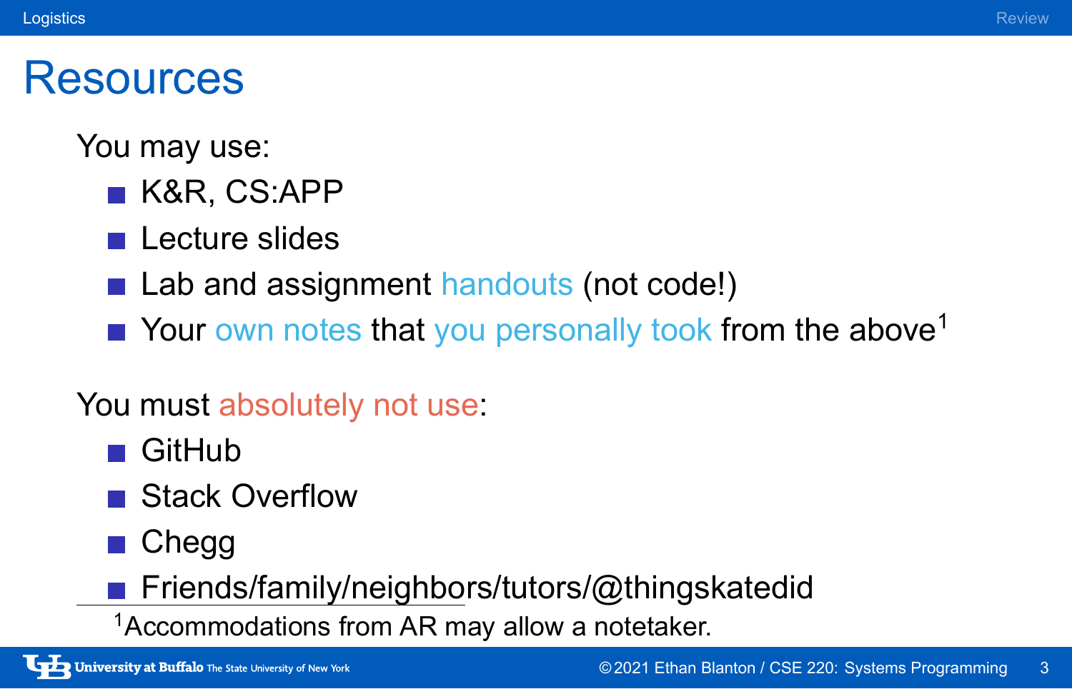# Resources

You may use:

- K&R, CS:APP
- Lecture slides
- Lab and assignment handouts (not code!)
- Your own notes that you personally took from the above[1]

You must absolutely not use:

- GitHub
- Stack Overflow
- Chegg
- Friends/family/neighbors/tutors/@thingskatedid

[1] Accommodations from AR may allow a notetaker.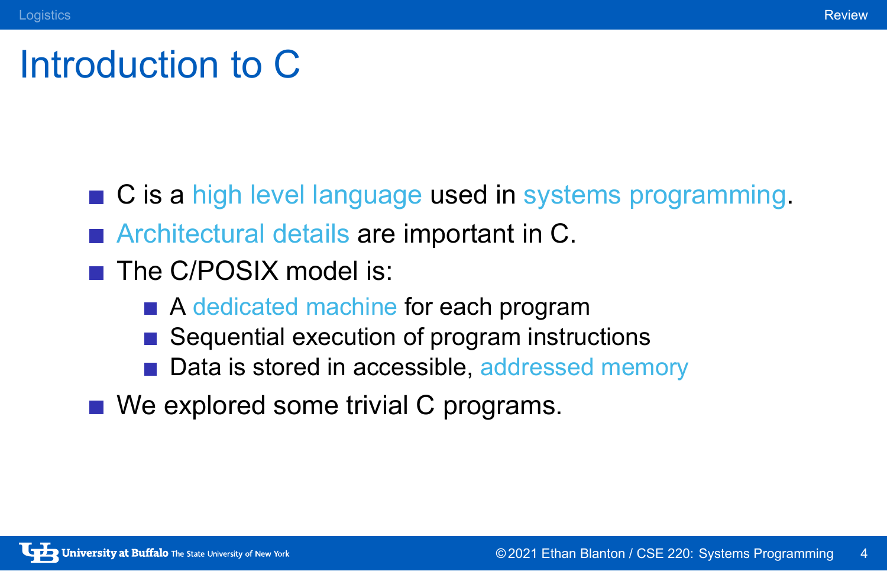# Introduction to C

- C is a high level language used in systems programming.
- Architectural details are important in C.
- The C/POSIX model is:
  - A dedicated machine for each program
  - Sequential execution of program instructions
  - Data is stored in accessible, addressed memory
- We explored some trivial C programs.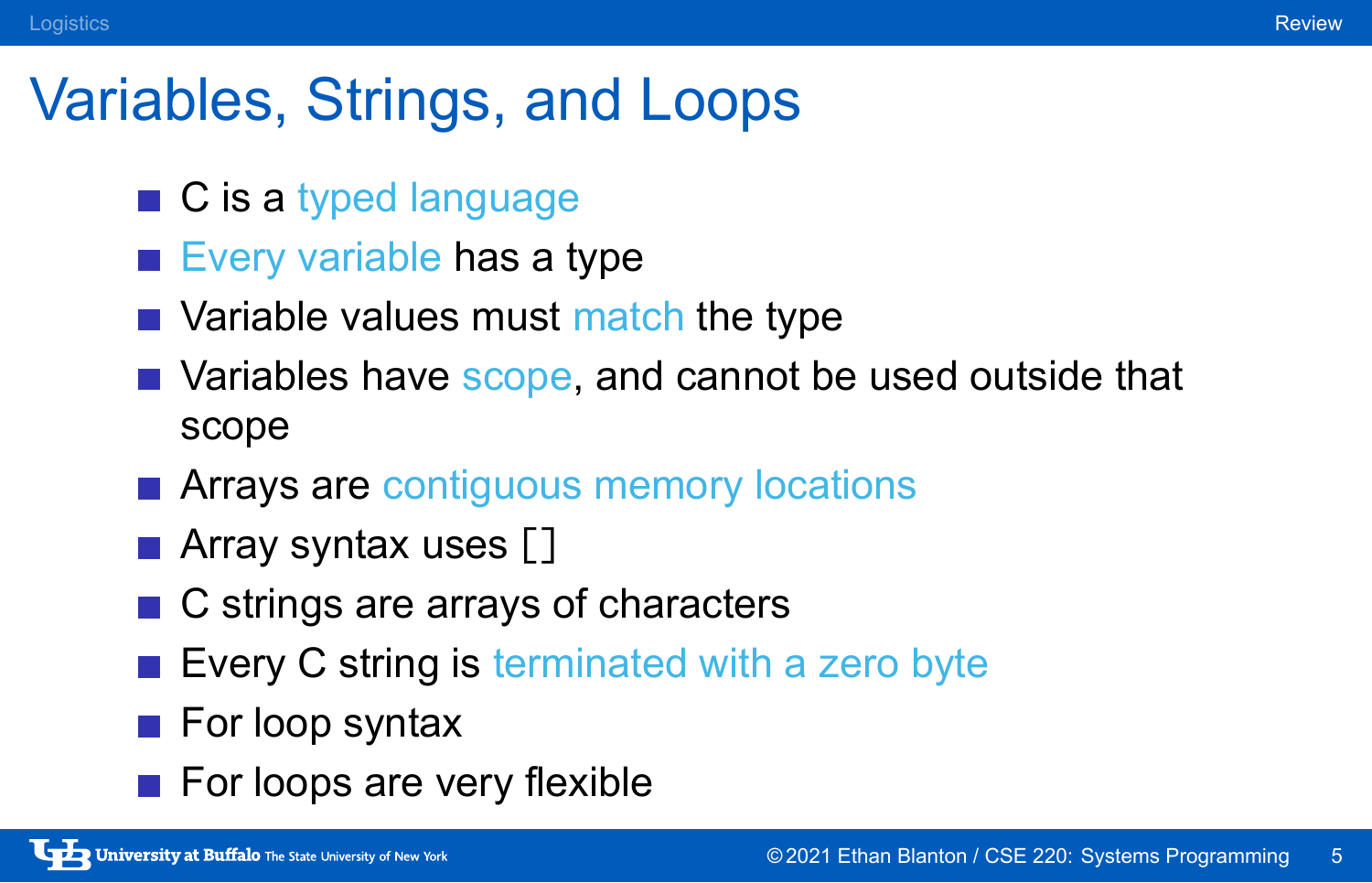# Variables, Strings, and Loops

- C is a typed language
- Every variable has a type
- Variable values must match the type
- Variables have scope, and cannot be used outside that scope
- Arrays are contiguous memory locations
- Array syntax uses `[]`
- C strings are arrays of characters
- Every C string is terminated with a zero byte
- For loop syntax
- For loops are very flexible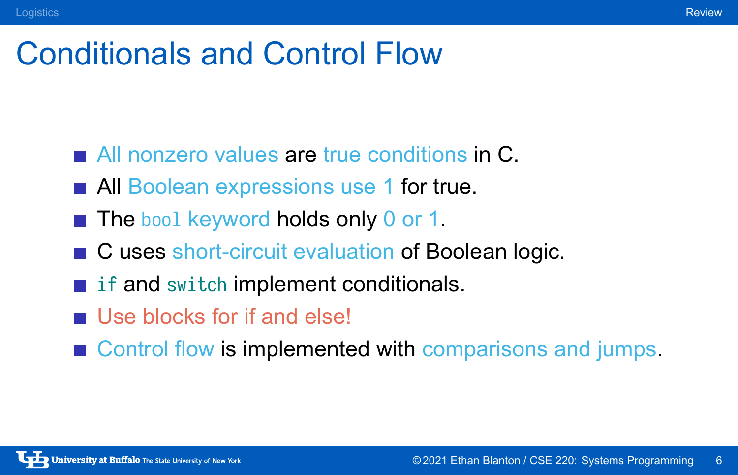# Conditionals and Control Flow

- All nonzero values are true conditions in C.
- All Boolean expressions use 1 for true.
- The `bool` keyword holds only 0 or 1.
- C uses short-circuit evaluation of Boolean logic.
- `if` and `switch` implement conditionals.
- Use blocks for if and else!
- Control flow is implemented with comparisons and jumps.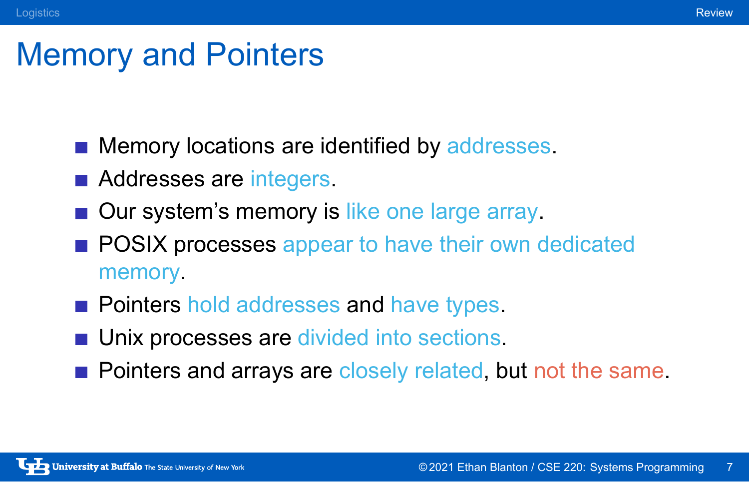# Memory and Pointers

- Memory locations are identified by addresses.
- Addresses are integers.
- Our system's memory is like one large array.
- POSIX processes appear to have their own dedicated memory.
- Pointers hold addresses and have types.
- Unix processes are divided into sections.
- Pointers and arrays are closely related, but not the same.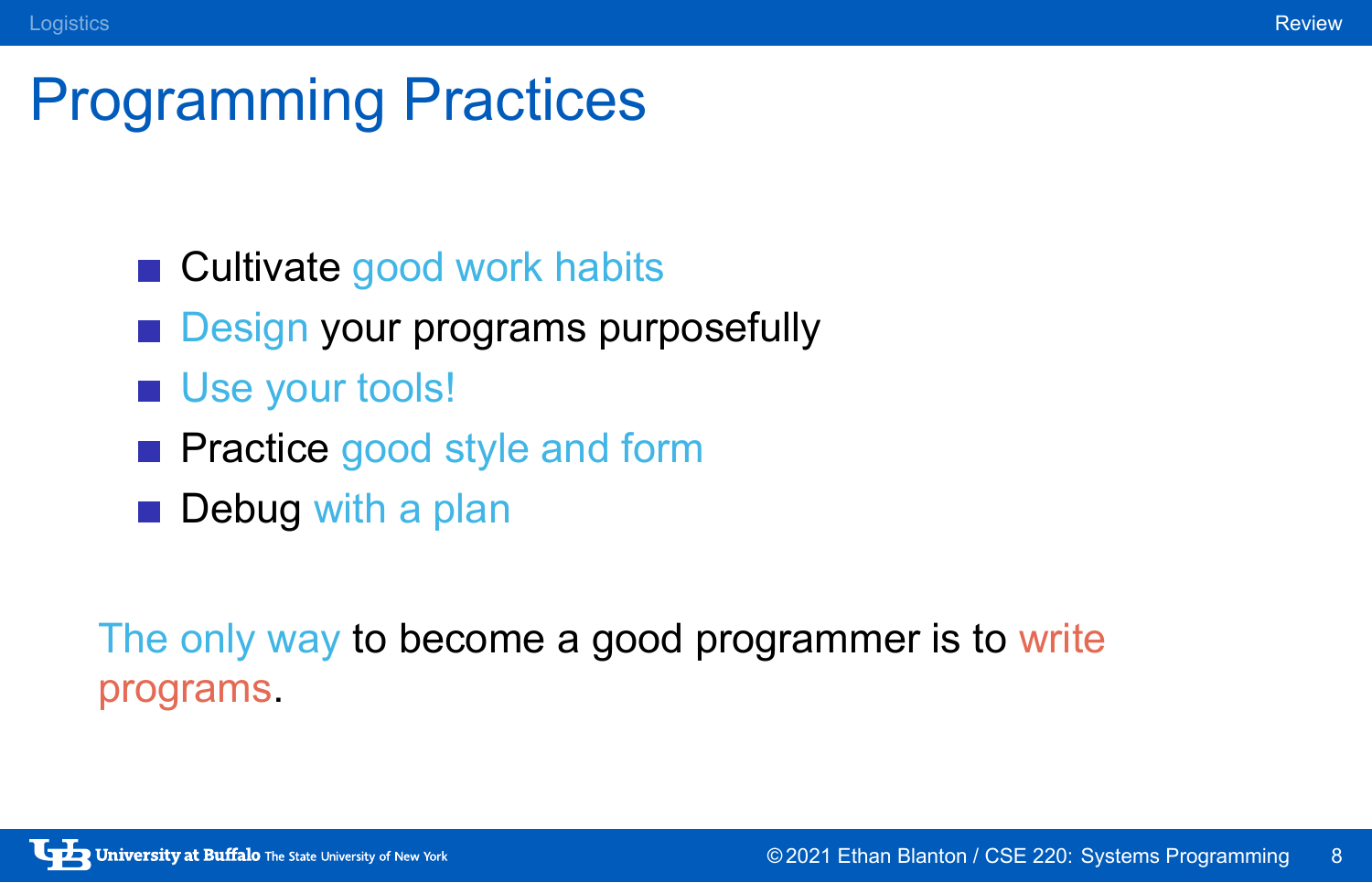# Programming Practices

- Cultivate good work habits
- Design your programs purposefully
- Use your tools!
- Practice good style and form
- Debug with a plan

The only way to become a good programmer is to write programs.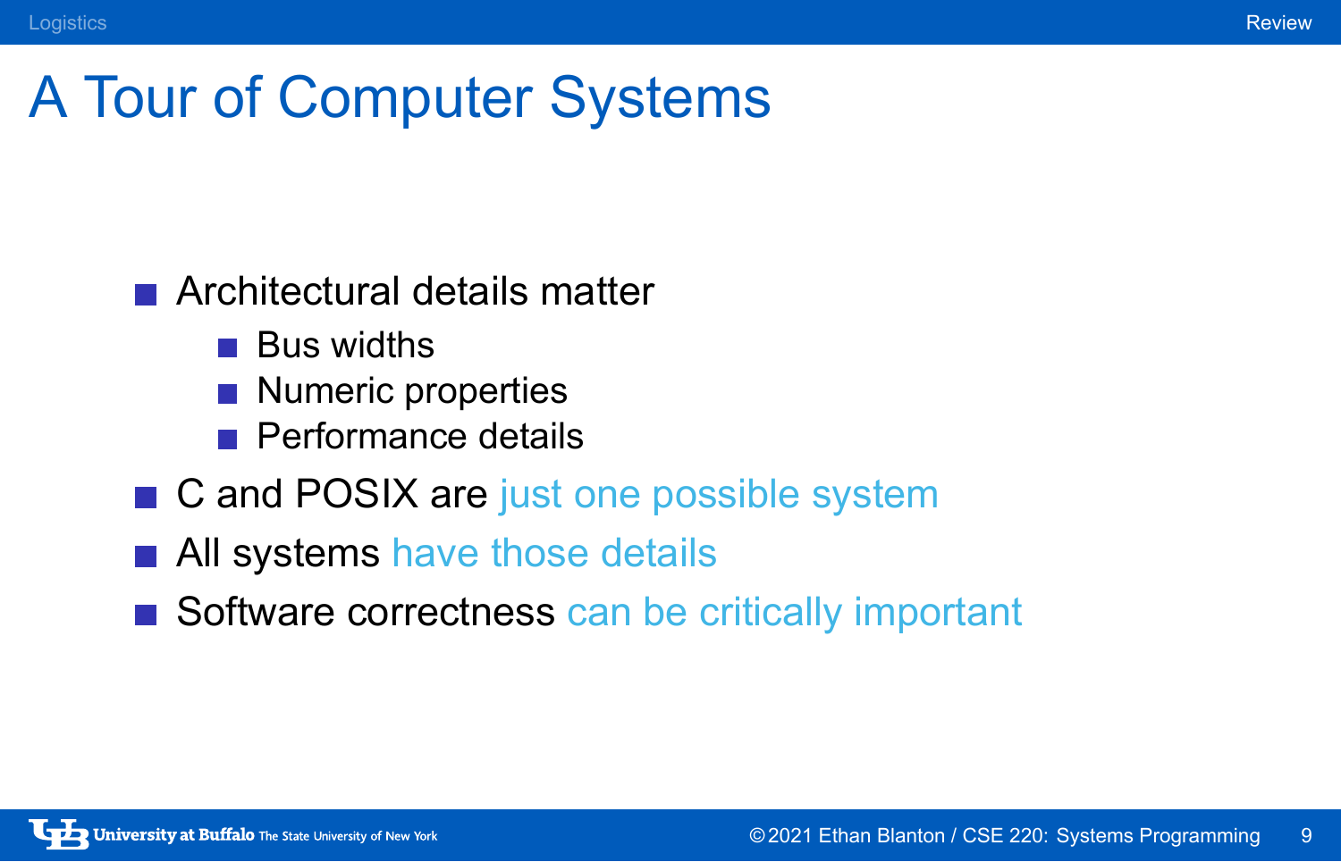# A Tour of Computer Systems

- Architectural details matter
  - Bus widths
  - Numeric properties
  - Performance details
- C and POSIX are just one possible system
- All systems have those details
- Software correctness can be critically important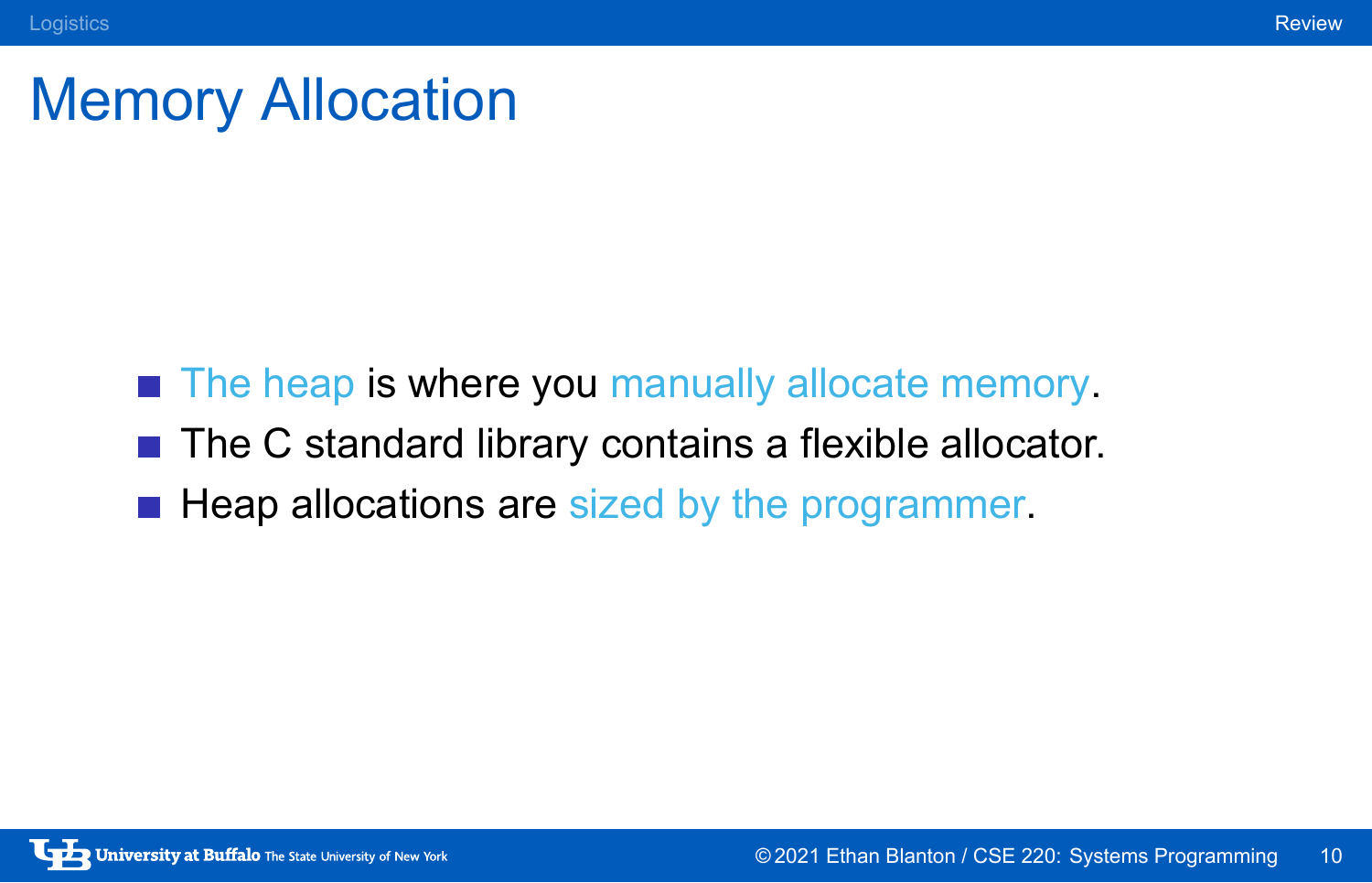# Memory Allocation

- The heap is where you manually allocate memory.
- The C standard library contains a flexible allocator.
- Heap allocations are sized by the programmer.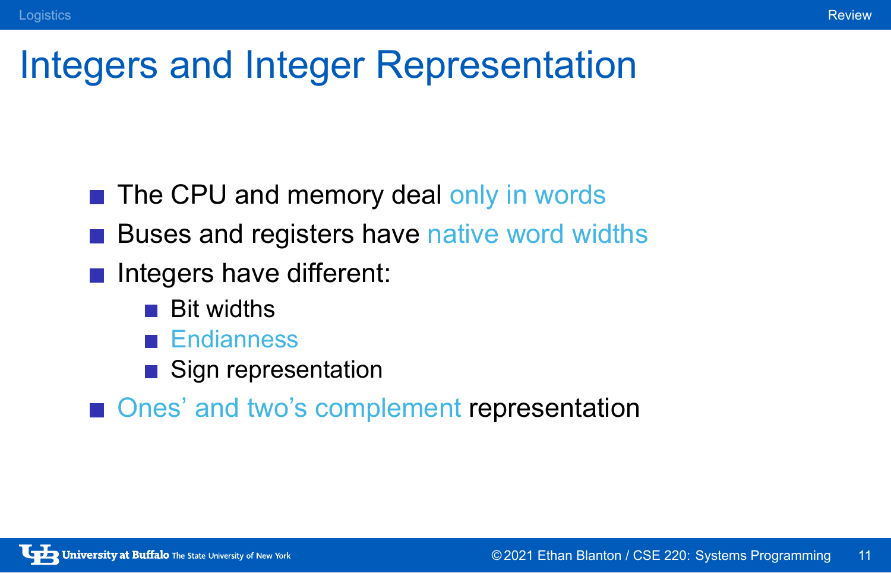# Integers and Integer Representation

- The CPU and memory deal only in words
- Buses and registers have native word widths
- Integers have different:
  - Bit widths
  - Endianness
  - Sign representation
- Ones' and two's complement representation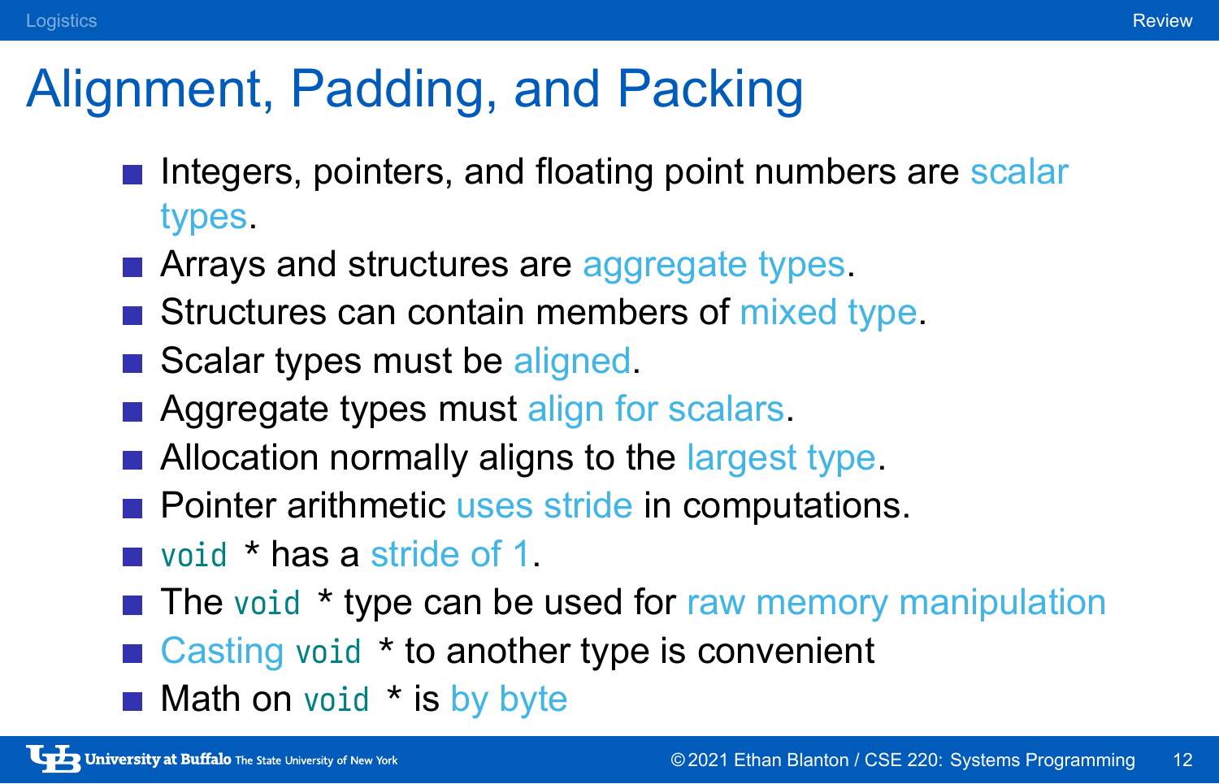# Alignment, Padding, and Packing

- Integers, pointers, and floating point numbers are scalar types.
- Arrays and structures are aggregate types.
- Structures can contain members of mixed type.
- Scalar types must be aligned.
- Aggregate types must align for scalars.
- Allocation normally aligns to the largest type.
- Pointer arithmetic uses stride in computations.
- `void *` has a stride of 1.
- The `void *` type can be used for raw memory manipulation
- Casting `void *` to another type is convenient
- Math on `void *` is by byte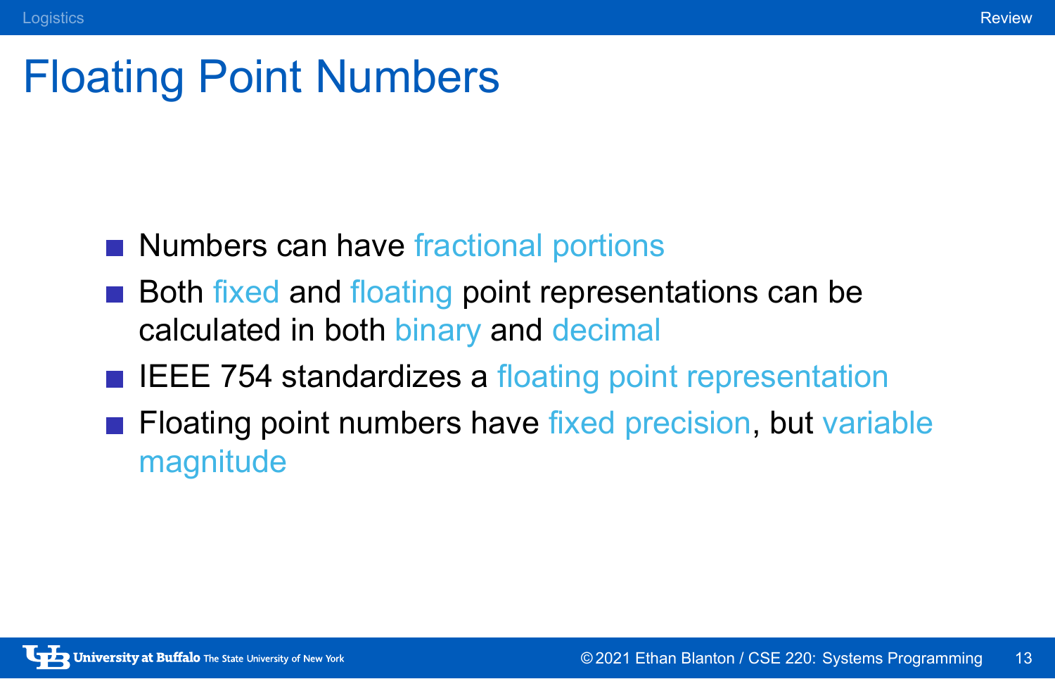# Floating Point Numbers

- Numbers can have fractional portions
- Both fixed and floating point representations can be calculated in both binary and decimal
- IEEE 754 standardizes a floating point representation
- Floating point numbers have fixed precision, but variable magnitude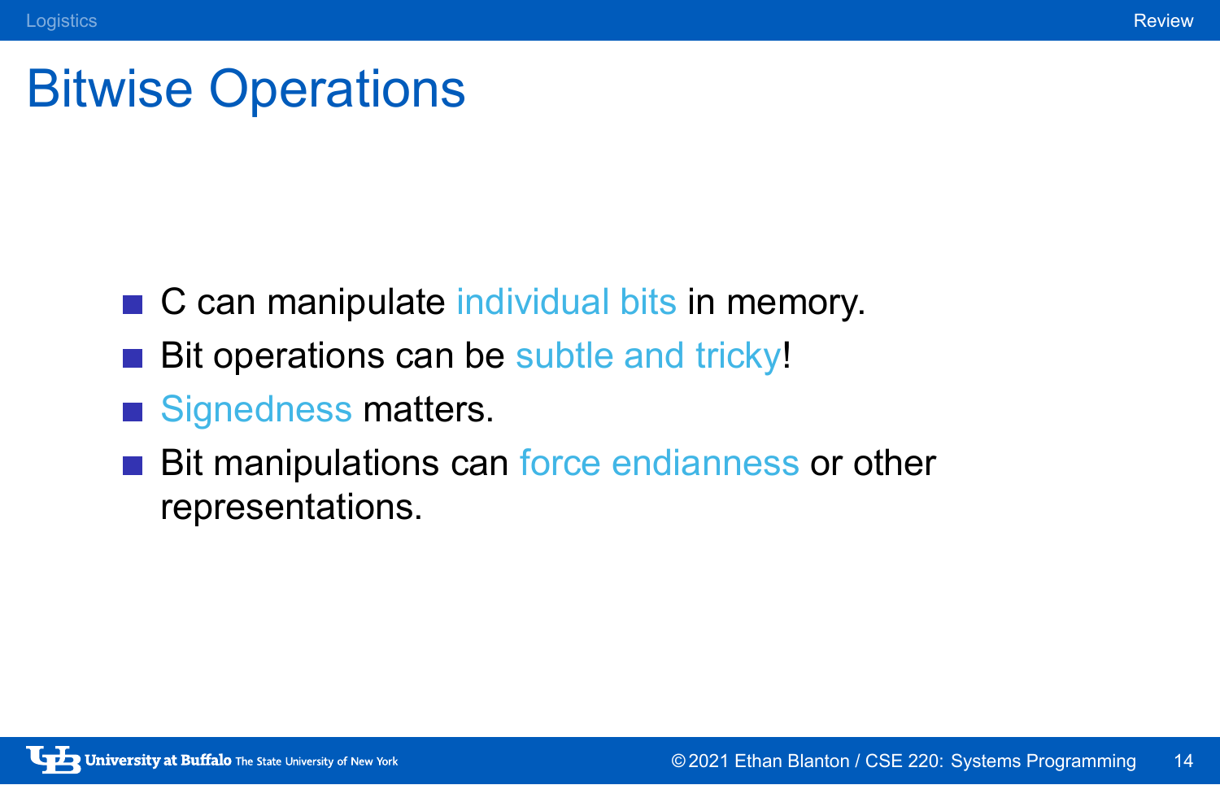# Bitwise Operations

- C can manipulate individual bits in memory.
- Bit operations can be subtle and tricky!
- Signedness matters.
- Bit manipulations can force endianness or other representations.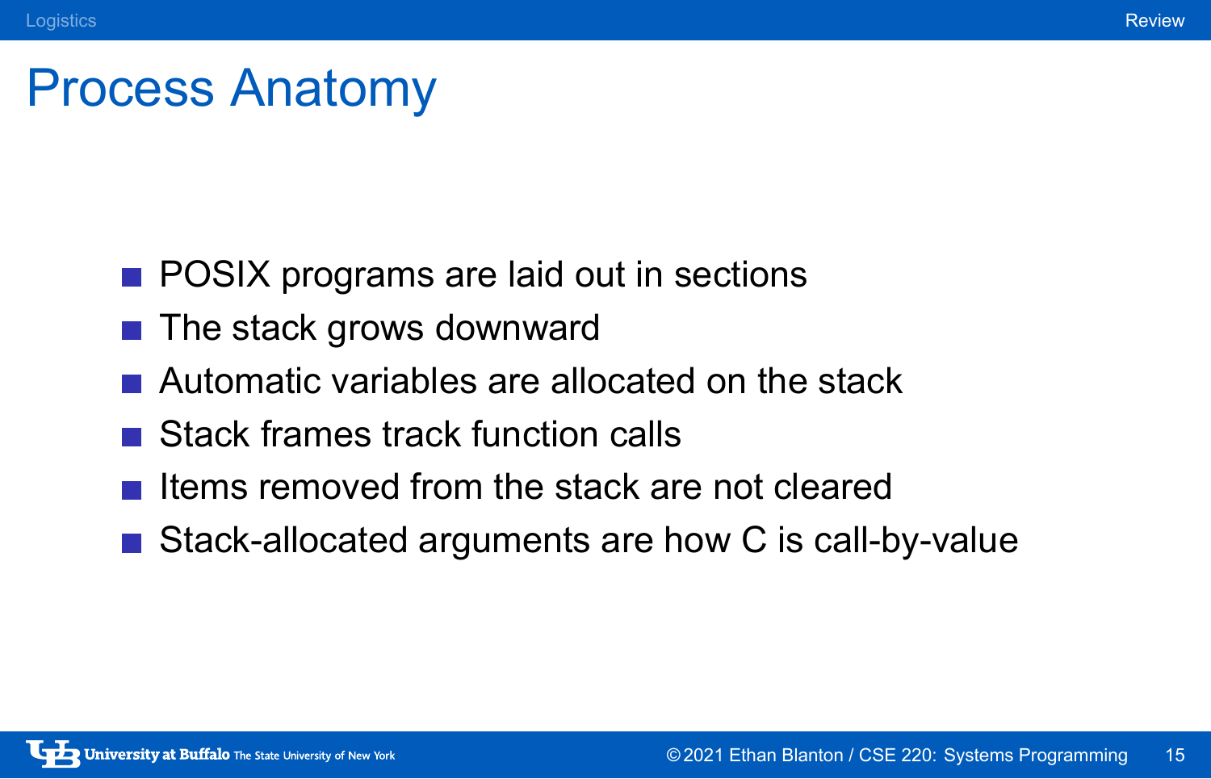# Process Anatomy

- POSIX programs are laid out in sections
- The stack grows downward
- Automatic variables are allocated on the stack
- Stack frames track function calls
- Items removed from the stack are not cleared
- Stack-allocated arguments are how C is call-by-value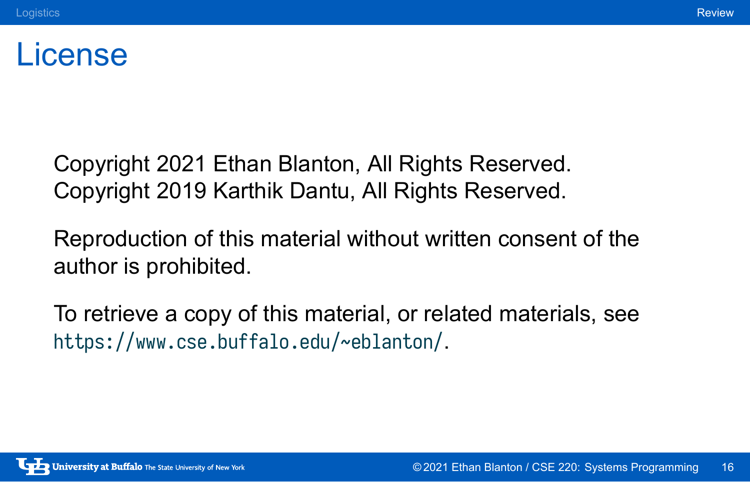# License

Copyright 2021 Ethan Blanton, All Rights Reserved.
Copyright 2019 Karthik Dantu, All Rights Reserved.

Reproduction of this material without written consent of the author is prohibited.

To retrieve a copy of this material, or related materials, see `https://www.cse.buffalo.edu/~eblanton/`.